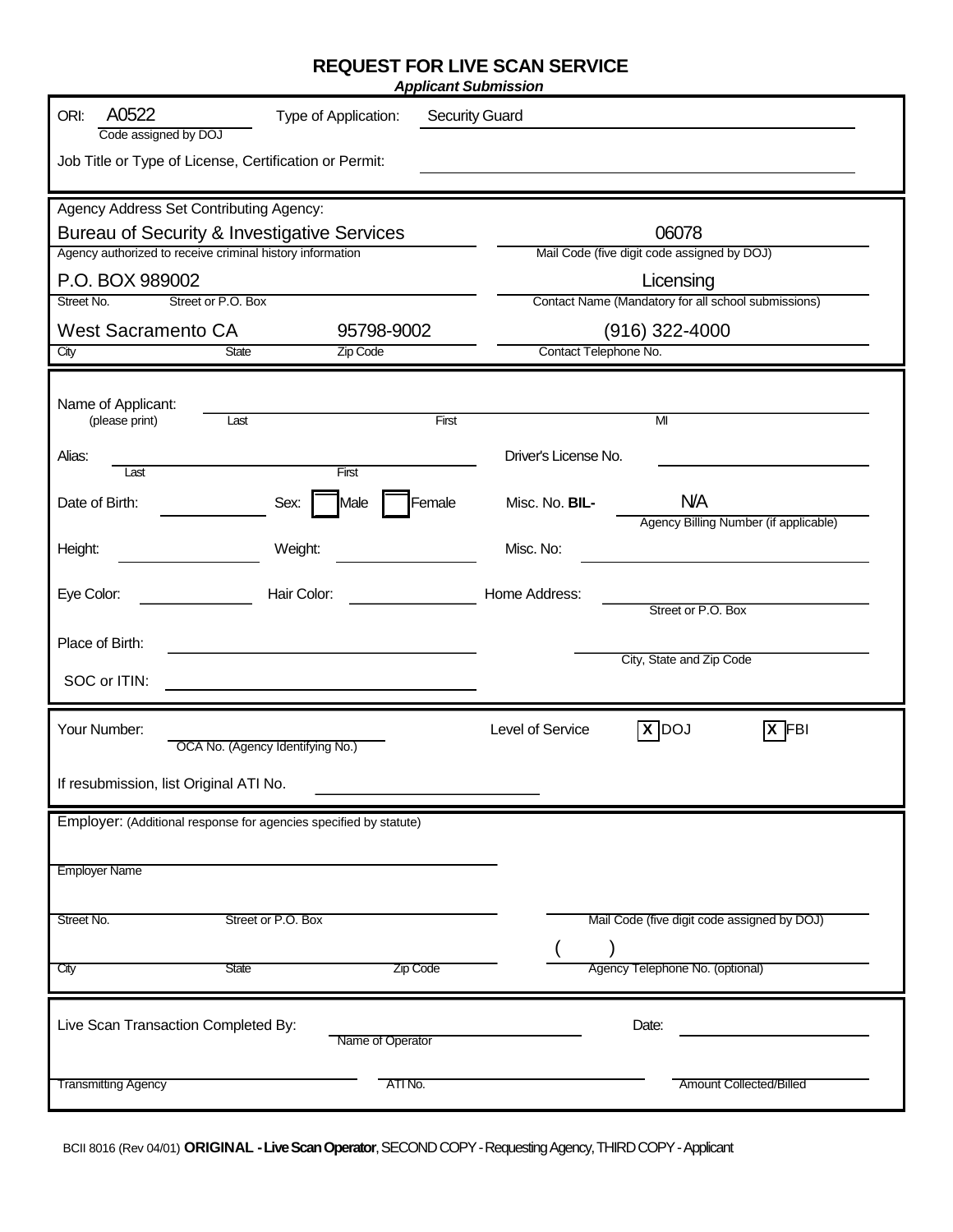# REQUEST FOR LIVE SCAN SERVICE

***Applicant Submission***

ORI: A0522 (Code assigned by DOJ)

Type of Application: Security Guard

Job Title or Type of License, Certification or Permit: ____________________

---

Agency Address Set Contributing Agency:

| | |
|---|---|
| Bureau of Security & Investigative Services | 06078 |
| Agency authorized to receive criminal history information | Mail Code (five digit code assigned by DOJ) |
| P.O. BOX 989002 | Licensing |
| Street No. / Street or P.O. Box | Contact Name (Mandatory for all school submissions) |
| West Sacramento CA 95798-9002 | (916) 322-4000 |
| City / State / Zip Code | Contact Telephone No. |

---

Name of Applicant: (please print) ____________________ Last ____________________ First ____________________ MI

Alias: ____________________ Last ____________________ First

Driver's License No. ____________________

Date of Birth: ____________ Sex: ☐ Male ☐ Female

Misc. No. **BIL-** N/A (Agency Billing Number (if applicable))

Height: ____________ Weight: ____________

Misc. No: ____________________

Eye Color: ____________ Hair Color: ____________

Home Address: ____________________ Street or P.O. Box

Place of Birth: ____________________

____________________ City, State and Zip Code

SOC or ITIN: ____________________

---

Your Number: ____________________ OCA No. (Agency Identifying No.)

Level of Service ☒ DOJ ☒ FBI

If resubmission, list Original ATI No. ____________________

---

Employer: (Additional response for agencies specified by statute)

____________________ Employer Name

____________________ Street No. / Street or P.O. Box

____________________ Mail Code (five digit code assigned by DOJ)

____________________ City / State / Zip Code

( ) ____________________ Agency Telephone No. (optional)

---

Live Scan Transaction Completed By: ____________________ Name of Operator

Date: ____________________

____________________ Transmitting Agency

____________________ ATI No.

____________________ Amount Collected/Billed

---

BCII 8016 (Rev 04/01) **ORIGINAL - Live Scan Operator**, SECOND COPY - Requesting Agency, THIRD COPY - Applicant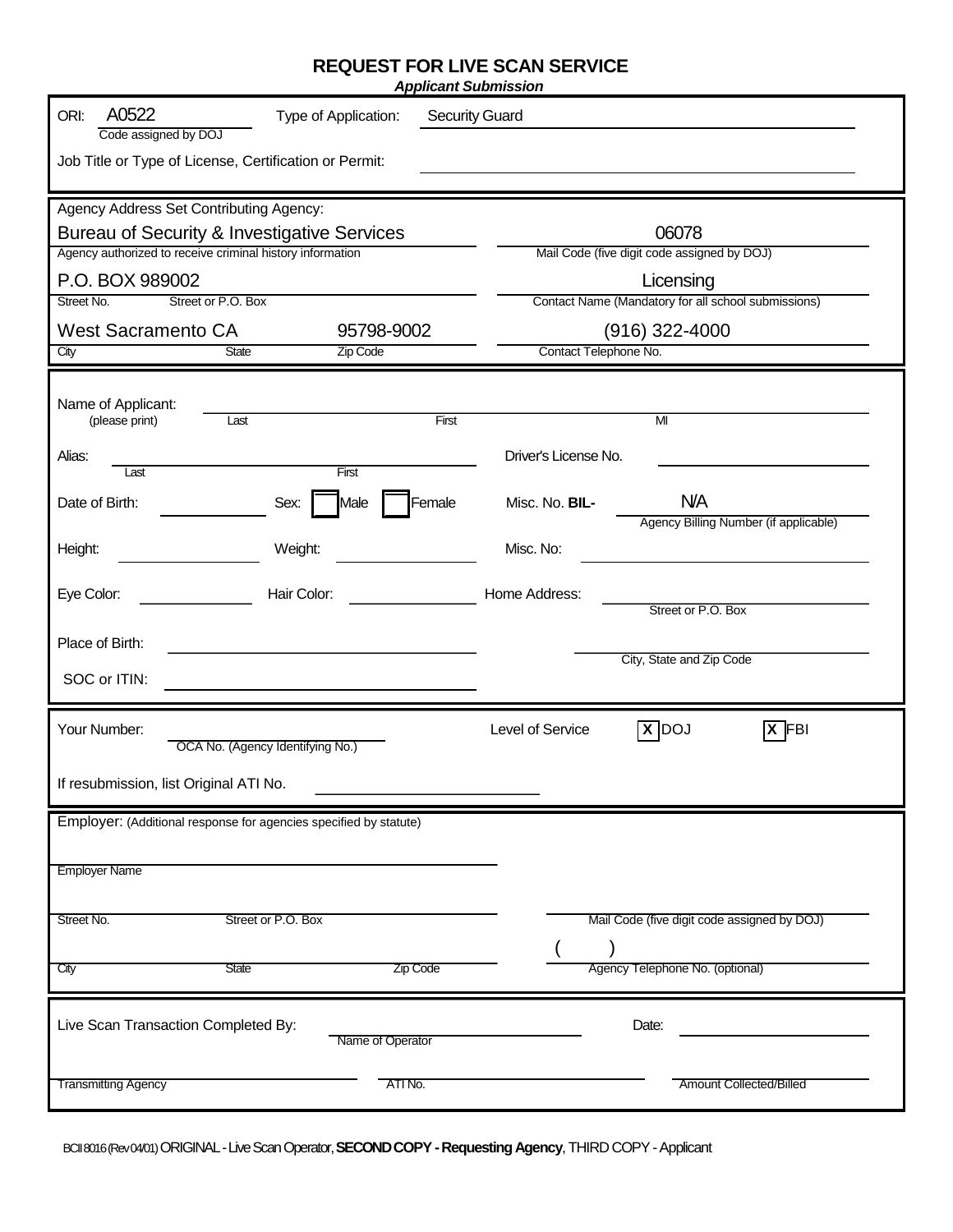# REQUEST FOR LIVE SCAN SERVICE

***Applicant Submission***

ORI: A0522 &nbsp;&nbsp;&nbsp; Type of Application: Security Guard

Code assigned by DOJ

Job Title or Type of License, Certification or Permit: ______________________

Agency Address Set Contributing Agency:

| | |
|---|---|
| Bureau of Security & Investigative Services | 06078 |
| Agency authorized to receive criminal history information | Mail Code (five digit code assigned by DOJ) |
| P.O. BOX 989002 | Licensing |
| Street No. &nbsp;&nbsp; Street or P.O. Box | Contact Name (Mandatory for all school submissions) |
| West Sacramento CA 95798-9002 | (916) 322-4000 |
| City &nbsp;&nbsp; State &nbsp;&nbsp; Zip Code | Contact Telephone No. |

Name of Applicant: (please print) ______________________ Last &nbsp;&nbsp; First &nbsp;&nbsp; MI

Alias: ______________________ Last &nbsp;&nbsp; First

Driver's License No. ______________________

Date of Birth: ____________ Sex: ☐ Male ☐ Female

Misc. No. **BIL-** N/A — Agency Billing Number (if applicable)

Height: ____________ Weight: ____________

Misc. No: ______________________

Eye Color: ____________ Hair Color: ____________

Home Address: ______________________ Street or P.O. Box

______________________ City, State and Zip Code

Place of Birth: ______________________

SOC or ITIN: ______________________

Your Number: ______________________ OCA No. (Agency Identifying No.)

Level of Service ☒ DOJ ☒ FBI

If resubmission, list Original ATI No. ______________________

Employer: (Additional response for agencies specified by statute)

______________________
Employer Name

______________________ Street No. &nbsp;&nbsp; Street or P.O. Box

______________________ Mail Code (five digit code assigned by DOJ)

______________________ City &nbsp;&nbsp; State &nbsp;&nbsp; Zip Code

( &nbsp;&nbsp; ) ______________________ Agency Telephone No. (optional)

Live Scan Transaction Completed By: ______________________ Name of Operator

Date: ______________________

______________________ Transmitting Agency &nbsp;&nbsp; ______________________ ATI No. &nbsp;&nbsp; ______________________ Amount Collected/Billed

BCII 8016 (Rev 04/01) ORIGINAL - Live Scan Operator, **SECOND COPY - Requesting Agency**, THIRD COPY - Applicant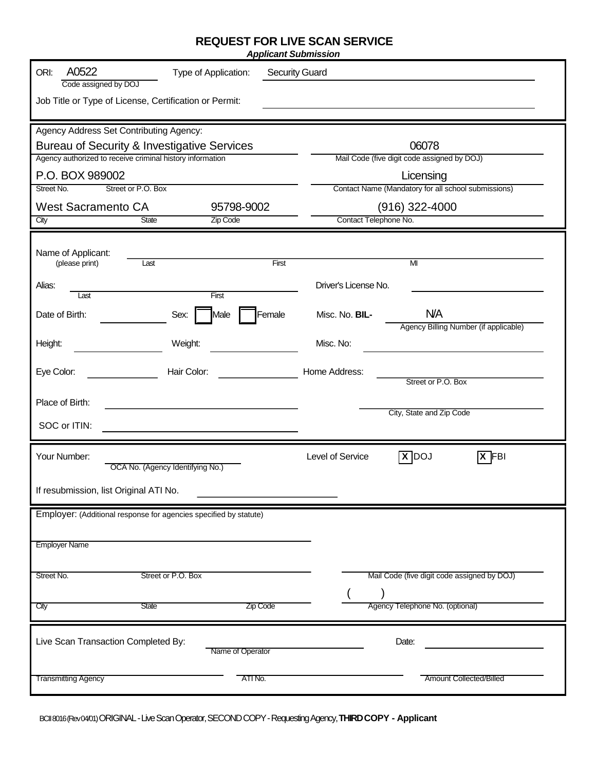# REQUEST FOR LIVE SCAN SERVICE

***Applicant Submission***

ORI: A0522 — Code assigned by DOJ

Type of Application: Security Guard

Job Title or Type of License, Certification or Permit: ____________________

---

Agency Address Set Contributing Agency:

| | |
|---|---|
| Bureau of Security & Investigative Services | 06078 |
| Agency authorized to receive criminal history information | Mail Code (five digit code assigned by DOJ) |
| P.O. BOX 989002 | Licensing |
| Street No. / Street or P.O. Box | Contact Name (Mandatory for all school submissions) |
| West Sacramento CA 95798-9002 | (916) 322-4000 |
| City / State / Zip Code | Contact Telephone No. |

---

Name of Applicant: (please print) ____________________ Last ____________________ First ____________________ MI

Alias: ____________________ Last ____________________ First

Driver's License No. ____________________

Date of Birth: ____________ Sex: ☐ Male ☐ Female

Misc. No. **BIL-** N/A — Agency Billing Number (if applicable)

Height: ____________ Weight: ____________

Misc. No: ____________________

Eye Color: ____________ Hair Color: ____________

Home Address: ____________________ Street or P.O. Box

____________________ City, State and Zip Code

Place of Birth: ____________________

SOC or ITIN: ____________________

---

Your Number: ____________________ OCA No. (Agency Identifying No.)

Level of Service: ☒ DOJ ☒ FBI

If resubmission, list Original ATI No. ____________________

---

Employer: (Additional response for agencies specified by statute)

____________________ Employer Name

____________________ Street No. / Street or P.O. Box

____________________ Mail Code (five digit code assigned by DOJ)

____________________ City / State / Zip Code

( ) ____________________ Agency Telephone No. (optional)

---

Live Scan Transaction Completed By: ____________________ Name of Operator

Date: ____________________

____________________ Transmitting Agency

____________________ ATI No.

____________________ Amount Collected/Billed

BCII 8016 (Rev 04/01) ORIGINAL - Live Scan Operator, SECOND COPY - Requesting Agency, **THIRD COPY - Applicant**